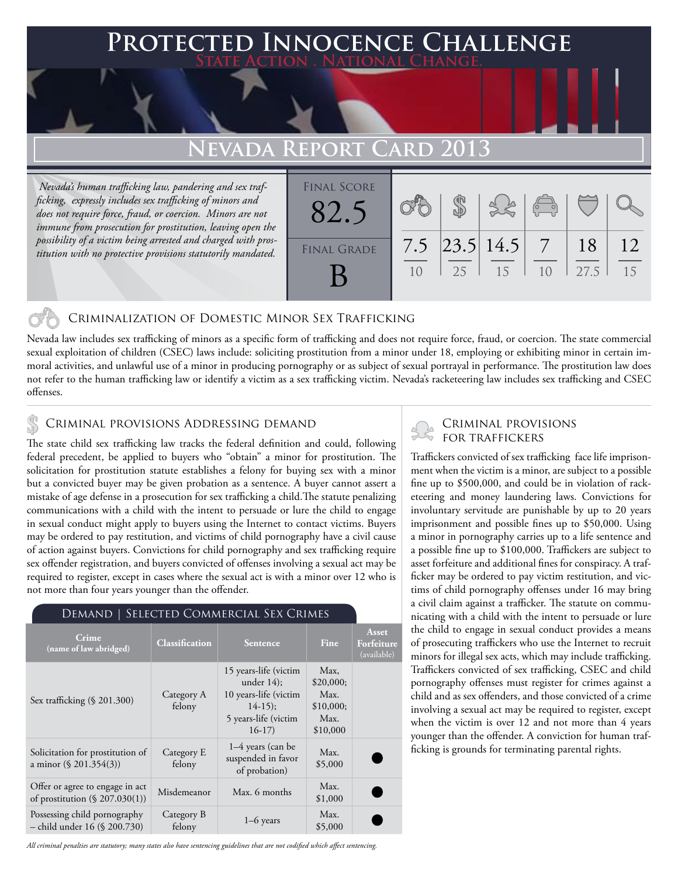# Protected Innocence Challenge

**State Action . National Change.**

## Nevada Report Card 2013

*Nevada's human trafficking law, pandering and sex trafficking, expressly includes sex trafficking of minors and does not require force, fraud, or coercion. Minors are not immune from prosecution for prostitution, leaving open the possibility of a victim being arrested and charged with prostitution with no protective provisions statutorily mandated.*

| Final Score | Final Grade |
|---|---|
| 82.5 | B |

| Criminalization of Domestic Minor Sex Trafficking | Criminal Provisions Addressing Demand | Criminal Provisions for Traffickers | Criminal Provisions for Facilitators | Protective Provisions for the Child Victims | Criminal Justice Tools for Investigation and Prosecutions |
|---|---|---|---|---|---|
| 7.5/10 | 23.5/25 | 14.5/15 | 7/10 | 18/27.5 | 12/15 |

## Criminalization of Domestic Minor Sex Trafficking

Nevada law includes sex trafficking of minors as a specific form of trafficking and does not require force, fraud, or coercion. The state commercial sexual exploitation of children (CSEC) laws include: soliciting prostitution from a minor under 18, employing or exhibiting minor in certain immoral activities, and unlawful use of a minor in producing pornography or as subject of sexual portrayal in performance. The prostitution law does not refer to the human trafficking law or identify a victim as a sex trafficking victim. Nevada's racketeering law includes sex trafficking and CSEC offenses.

## Criminal provisions Addressing demand

The state child sex trafficking law tracks the federal definition and could, following federal precedent, be applied to buyers who "obtain" a minor for prostitution. The solicitation for prostitution statute establishes a felony for buying sex with a minor but a convicted buyer may be given probation as a sentence. A buyer cannot assert a mistake of age defense in a prosecution for sex trafficking a child.The statute penalizing communications with a child with the intent to persuade or lure the child to engage in sexual conduct might apply to buyers using the Internet to contact victims. Buyers may be ordered to pay restitution, and victims of child pornography have a civil cause of action against buyers. Convictions for child pornography and sex trafficking require sex offender registration, and buyers convicted of offenses involving a sexual act may be required to register, except in cases where the sexual act is with a minor over 12 who is not more than four years younger than the offender.

### Demand | Selected Commercial Sex Crimes

| Crime (name of law abridged) | Classification | Sentence | Fine | Asset Forfeiture (available) |
|---|---|---|---|---|
| Sex trafficking (§ 201.300) | Category A felony | 15 years-life (victim under 14); 10 years-life (victim 14-15); 5 years-life (victim 16-17) | Max, \$20,000; Max. \$10,000; Max. \$10,000 | |
| Solicitation for prostitution of a minor (§ 201.354(3)) | Category E felony | 1–4 years (can be suspended in favor of probation) | Max. \$5,000 | ● |
| Offer or agree to engage in act of prostitution (§ 207.030(1)) | Misdemeanor | Max. 6 months | Max. \$1,000 | ● |
| Possessing child pornography – child under 16 (§ 200.730) | Category B felony | 1–6 years | Max. \$5,000 | ● |

*All criminal penalties are statutory; many states also have sentencing guidelines that are not codified which affect sentencing.*

## Criminal provisions for traffickers

Traffickers convicted of sex trafficking face life imprisonment when the victim is a minor, are subject to a possible fine up to \$500,000, and could be in violation of racketeering and money laundering laws. Convictions for involuntary servitude are punishable by up to 20 years imprisonment and possible fines up to \$50,000. Using a minor in pornography carries up to a life sentence and a possible fine up to \$100,000. Traffickers are subject to asset forfeiture and additional fines for conspiracy. A trafficker may be ordered to pay victim restitution, and victims of child pornography offenses under 16 may bring a civil claim against a trafficker. The statute on communicating with a child with the intent to persuade or lure the child to engage in sexual conduct provides a means of prosecuting traffickers who use the Internet to recruit minors for illegal sex acts, which may include trafficking. Traffickers convicted of sex trafficking, CSEC and child pornography offenses must register for crimes against a child and as sex offenders, and those convicted of a crime involving a sexual act may be required to register, except when the victim is over 12 and not more than 4 years younger than the offender. A conviction for human trafficking is grounds for terminating parental rights.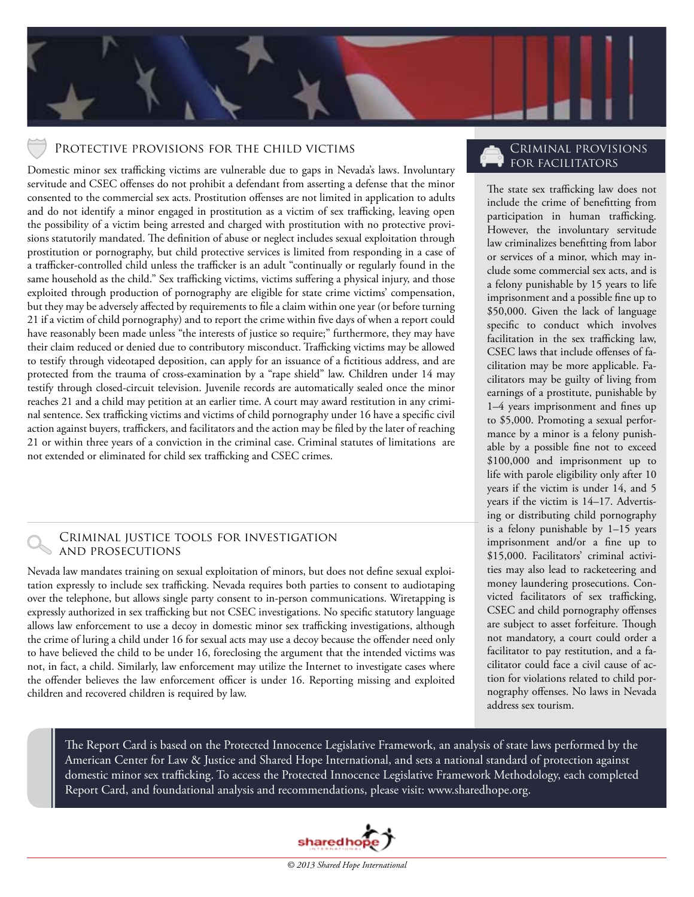## Protective provisions for the child victims

Domestic minor sex trafficking victims are vulnerable due to gaps in Nevada's laws. Involuntary servitude and CSEC offenses do not prohibit a defendant from asserting a defense that the minor consented to the commercial sex acts. Prostitution offenses are not limited in application to adults and do not identify a minor engaged in prostitution as a victim of sex trafficking, leaving open the possibility of a victim being arrested and charged with prostitution with no protective provisions statutorily mandated. The definition of abuse or neglect includes sexual exploitation through prostitution or pornography, but child protective services is limited from responding in a case of a trafficker-controlled child unless the trafficker is an adult "continually or regularly found in the same household as the child." Sex trafficking victims, victims suffering a physical injury, and those exploited through production of pornography are eligible for state crime victims' compensation, but they may be adversely affected by requirements to file a claim within one year (or before turning 21 if a victim of child pornography) and to report the crime within five days of when a report could have reasonably been made unless "the interests of justice so require;" furthermore, they may have their claim reduced or denied due to contributory misconduct. Trafficking victims may be allowed to testify through videotaped deposition, can apply for an issuance of a fictitious address, and are protected from the trauma of cross-examination by a "rape shield" law. Children under 14 may testify through closed-circuit television. Juvenile records are automatically sealed once the minor reaches 21 and a child may petition at an earlier time. A court may award restitution in any criminal sentence. Sex trafficking victims and victims of child pornography under 16 have a specific civil action against buyers, traffickers, and facilitators and the action may be filed by the later of reaching 21 or within three years of a conviction in the criminal case. Criminal statutes of limitations are not extended or eliminated for child sex trafficking and CSEC crimes.

## Criminal justice tools for investigation and prosecutions

Nevada law mandates training on sexual exploitation of minors, but does not define sexual exploitation expressly to include sex trafficking. Nevada requires both parties to consent to audiotaping over the telephone, but allows single party consent to in-person communications. Wiretapping is expressly authorized in sex trafficking but not CSEC investigations. No specific statutory language allows law enforcement to use a decoy in domestic minor sex trafficking investigations, although the crime of luring a child under 16 for sexual acts may use a decoy because the offender need only to have believed the child to be under 16, foreclosing the argument that the intended victims was not, in fact, a child. Similarly, law enforcement may utilize the Internet to investigate cases where the offender believes the law enforcement officer is under 16. Reporting missing and exploited children and recovered children is required by law.

## Criminal provisions for facilitators

The state sex trafficking law does not include the crime of benefitting from participation in human trafficking. However, the involuntary servitude law criminalizes benefitting from labor or services of a minor, which may include some commercial sex acts, and is a felony punishable by 15 years to life imprisonment and a possible fine up to $50,000. Given the lack of language specific to conduct which involves facilitation in the sex trafficking law, CSEC laws that include offenses of facilitation may be more applicable. Facilitators may be guilty of living from earnings of a prostitute, punishable by 1–4 years imprisonment and fines up to $5,000. Promoting a sexual performance by a minor is a felony punishable by a possible fine not to exceed $100,000 and imprisonment up to life with parole eligibility only after 10 years if the victim is under 14, and 5 years if the victim is 14–17. Advertising or distributing child pornography is a felony punishable by 1–15 years imprisonment and/or a fine up to $15,000. Facilitators' criminal activities may also lead to racketeering and money laundering prosecutions. Convicted facilitators of sex trafficking, CSEC and child pornography offenses are subject to asset forfeiture. Though not mandatory, a court could order a facilitator to pay restitution, and a facilitator could face a civil cause of action for violations related to child pornography offenses. No laws in Nevada address sex tourism.

The Report Card is based on the Protected Innocence Legislative Framework, an analysis of state laws performed by the American Center for Law & Justice and Shared Hope International, and sets a national standard of protection against domestic minor sex trafficking. To access the Protected Innocence Legislative Framework Methodology, each completed Report Card, and foundational analysis and recommendations, please visit: www.sharedhope.org.

sharedhope INTERNATIONAL

*© 2013 Shared Hope International*